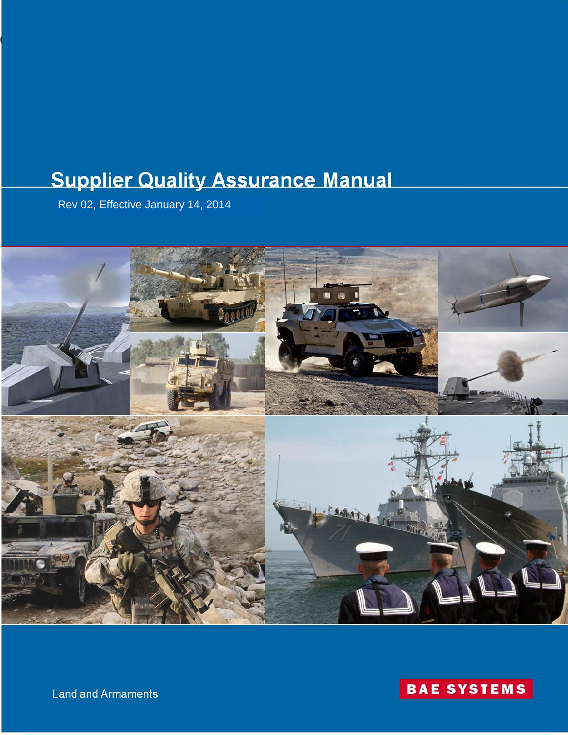# Supplier Quality Assurance Manual

Rev 02, Effective January 14, 2014

Land and Armaments

BAE SYSTEMS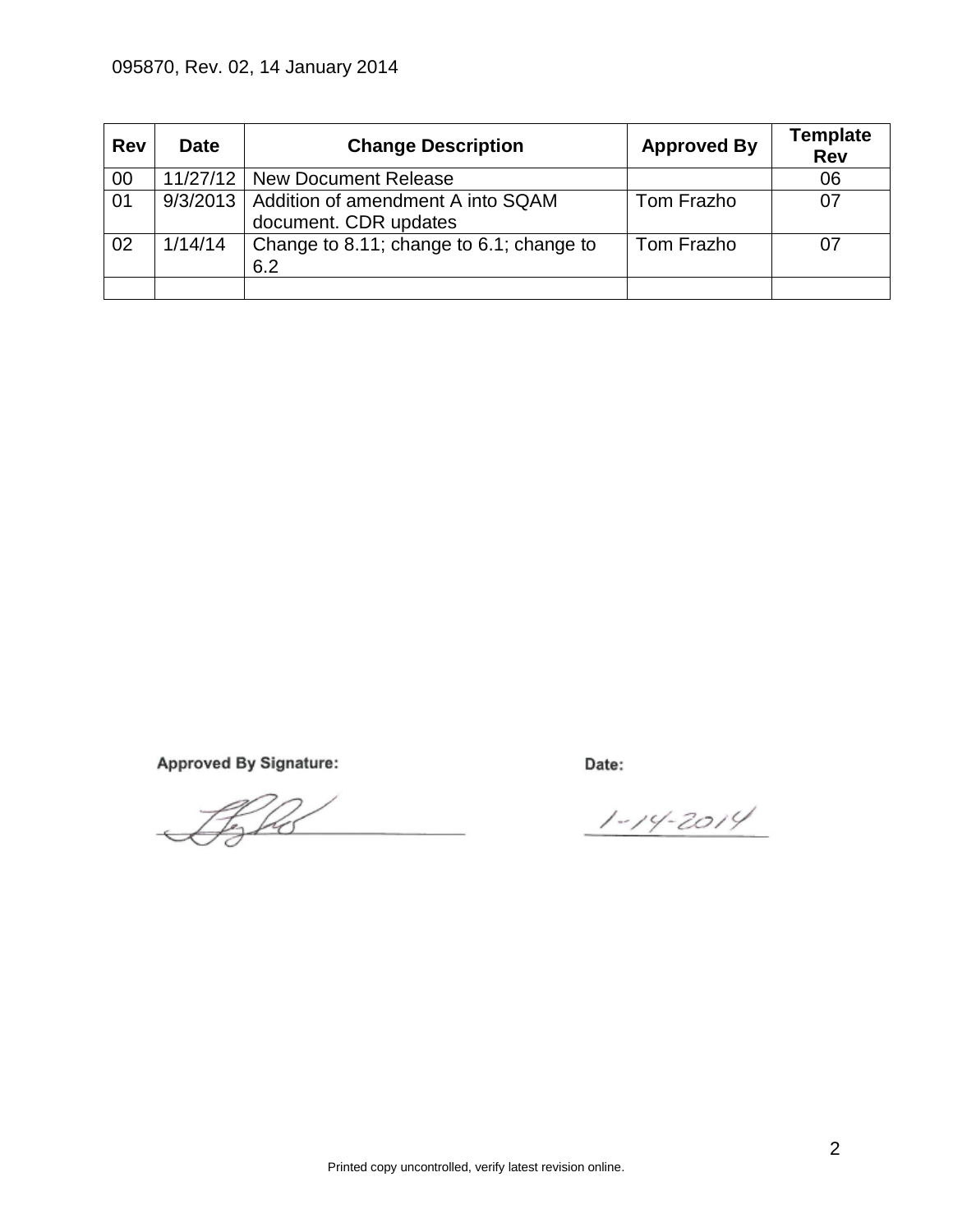| Rev | Date | Change Description | Approved By | Template Rev |
|---|---|---|---|---|
| 00 | 11/27/12 | New Document Release | | 06 |
| 01 | 9/3/2013 | Addition of amendment A into SQAM document. CDR updates | Tom Frazho | 07 |
| 02 | 1/14/14 | Change to 8.11; change to 6.1; change to 6.2 | Tom Frazho | 07 |
| | | | | |

**Approved By Signature:**

**Date:** 1-14-2014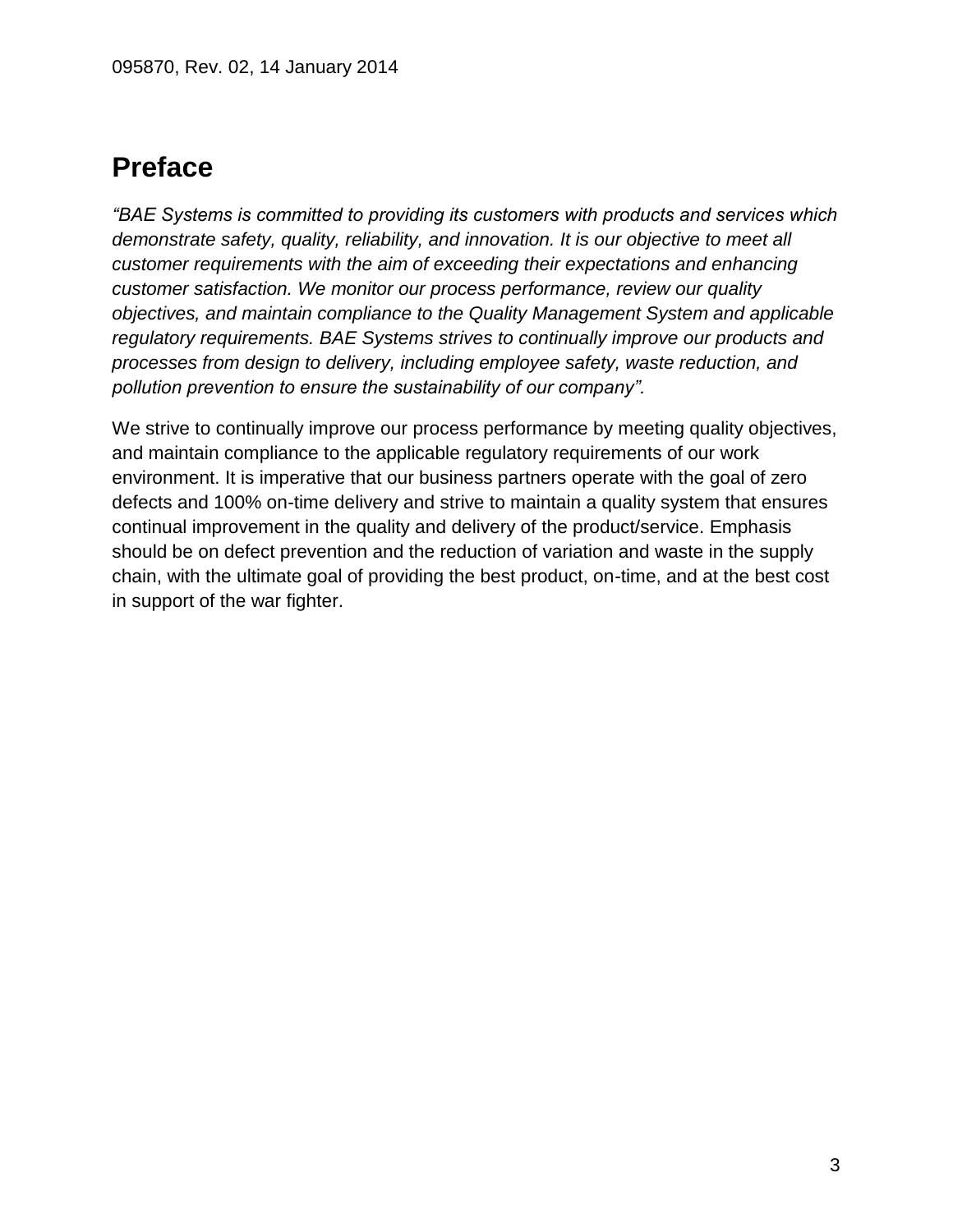# Preface

*"BAE Systems is committed to providing its customers with products and services which demonstrate safety, quality, reliability, and innovation. It is our objective to meet all customer requirements with the aim of exceeding their expectations and enhancing customer satisfaction. We monitor our process performance, review our quality objectives, and maintain compliance to the Quality Management System and applicable regulatory requirements. BAE Systems strives to continually improve our products and processes from design to delivery, including employee safety, waste reduction, and pollution prevention to ensure the sustainability of our company".*

We strive to continually improve our process performance by meeting quality objectives, and maintain compliance to the applicable regulatory requirements of our work environment. It is imperative that our business partners operate with the goal of zero defects and 100% on-time delivery and strive to maintain a quality system that ensures continual improvement in the quality and delivery of the product/service. Emphasis should be on defect prevention and the reduction of variation and waste in the supply chain, with the ultimate goal of providing the best product, on-time, and at the best cost in support of the war fighter.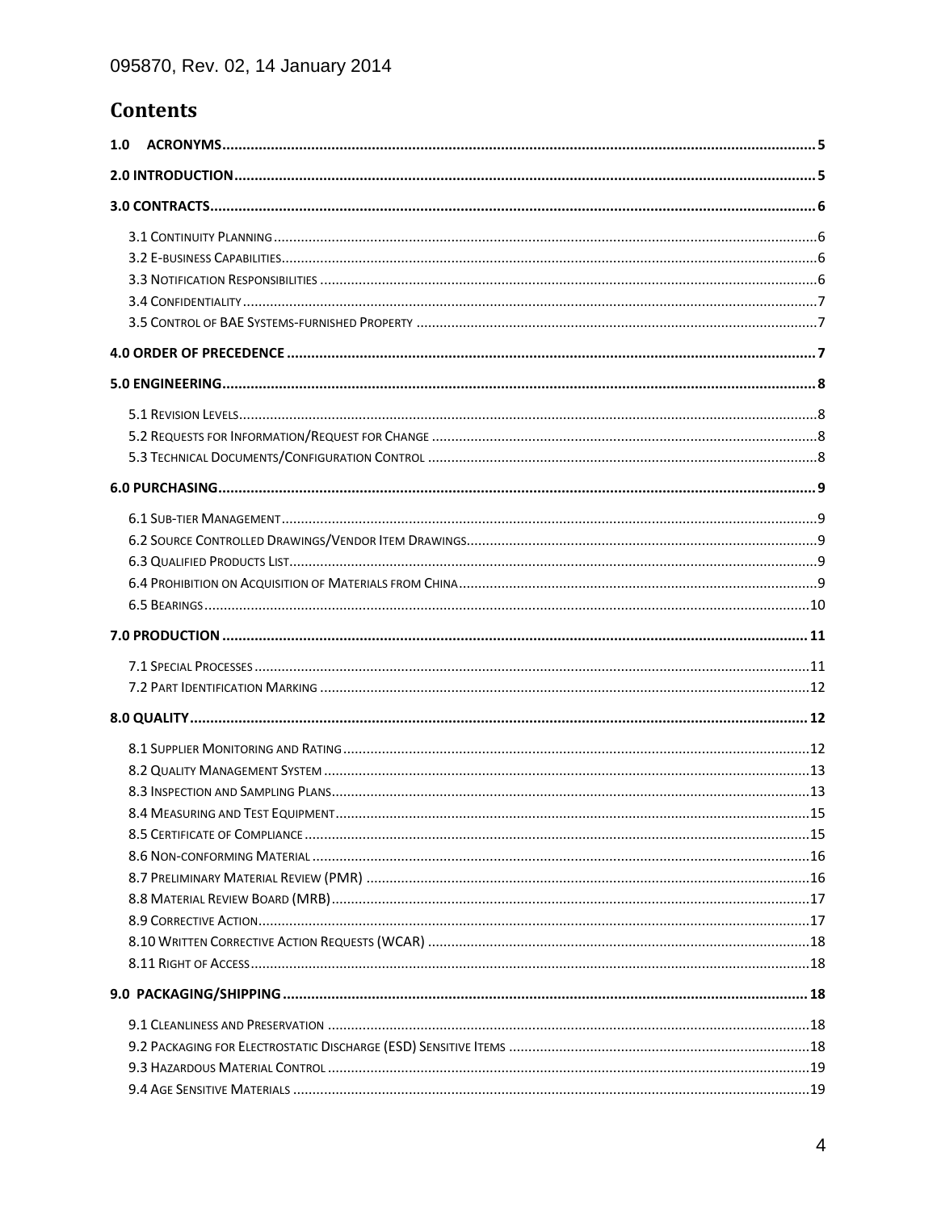095870, Rev. 02, 14 January 2014

# Contents

1.0 ACRONYMS ..... 5

2.0 INTRODUCTION ..... 5

3.0 CONTRACTS ..... 6

- 3.1 Continuity Planning ..... 6
- 3.2 E-business Capabilities ..... 6
- 3.3 Notification Responsibilities ..... 6
- 3.4 Confidentiality ..... 7
- 3.5 Control of BAE Systems-furnished Property ..... 7

4.0 ORDER OF PRECEDENCE ..... 7

5.0 ENGINEERING ..... 8

- 5.1 Revision Levels ..... 8
- 5.2 Requests for Information/Request for Change ..... 8
- 5.3 Technical Documents/Configuration Control ..... 8

6.0 PURCHASING ..... 9

- 6.1 Sub-tier Management ..... 9
- 6.2 Source Controlled Drawings/Vendor Item Drawings ..... 9
- 6.3 Qualified Products List ..... 9
- 6.4 Prohibition on Acquisition of Materials from China ..... 9
- 6.5 Bearings ..... 10

7.0 PRODUCTION ..... 11

- 7.1 Special Processes ..... 11
- 7.2 Part Identification Marking ..... 12

8.0 QUALITY ..... 12

- 8.1 Supplier Monitoring and Rating ..... 12
- 8.2 Quality Management System ..... 13
- 8.3 Inspection and Sampling Plans ..... 13
- 8.4 Measuring and Test Equipment ..... 15
- 8.5 Certificate of Compliance ..... 15
- 8.6 Non-conforming Material ..... 16
- 8.7 Preliminary Material Review (PMR) ..... 16
- 8.8 Material Review Board (MRB) ..... 17
- 8.9 Corrective Action ..... 17
- 8.10 Written Corrective Action Requests (WCAR) ..... 18
- 8.11 Right of Access ..... 18

9.0 PACKAGING/SHIPPING ..... 18

- 9.1 Cleanliness and Preservation ..... 18
- 9.2 Packaging for Electrostatic Discharge (ESD) Sensitive Items ..... 18
- 9.3 Hazardous Material Control ..... 19
- 9.4 Age Sensitive Materials ..... 19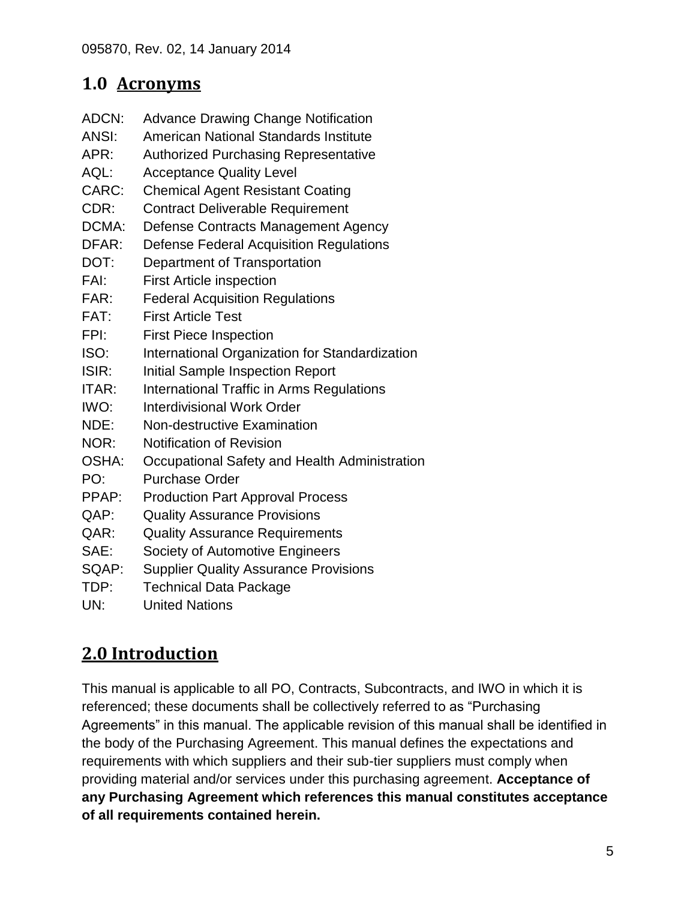## 1.0 Acronyms

ADCN: Advance Drawing Change Notification
ANSI: American National Standards Institute
APR: Authorized Purchasing Representative
AQL: Acceptance Quality Level
CARC: Chemical Agent Resistant Coating
CDR: Contract Deliverable Requirement
DCMA: Defense Contracts Management Agency
DFAR: Defense Federal Acquisition Regulations
DOT: Department of Transportation
FAI: First Article inspection
FAR: Federal Acquisition Regulations
FAT: First Article Test
FPI: First Piece Inspection
ISO: International Organization for Standardization
ISIR: Initial Sample Inspection Report
ITAR: International Traffic in Arms Regulations
IWO: Interdivisional Work Order
NDE: Non-destructive Examination
NOR: Notification of Revision
OSHA: Occupational Safety and Health Administration
PO: Purchase Order
PPAP: Production Part Approval Process
QAP: Quality Assurance Provisions
QAR: Quality Assurance Requirements
SAE: Society of Automotive Engineers
SQAP: Supplier Quality Assurance Provisions
TDP: Technical Data Package
UN: United Nations

## 2.0 Introduction

This manual is applicable to all PO, Contracts, Subcontracts, and IWO in which it is referenced; these documents shall be collectively referred to as "Purchasing Agreements" in this manual. The applicable revision of this manual shall be identified in the body of the Purchasing Agreement. This manual defines the expectations and requirements with which suppliers and their sub-tier suppliers must comply when providing material and/or services under this purchasing agreement. **Acceptance of any Purchasing Agreement which references this manual constitutes acceptance of all requirements contained herein.**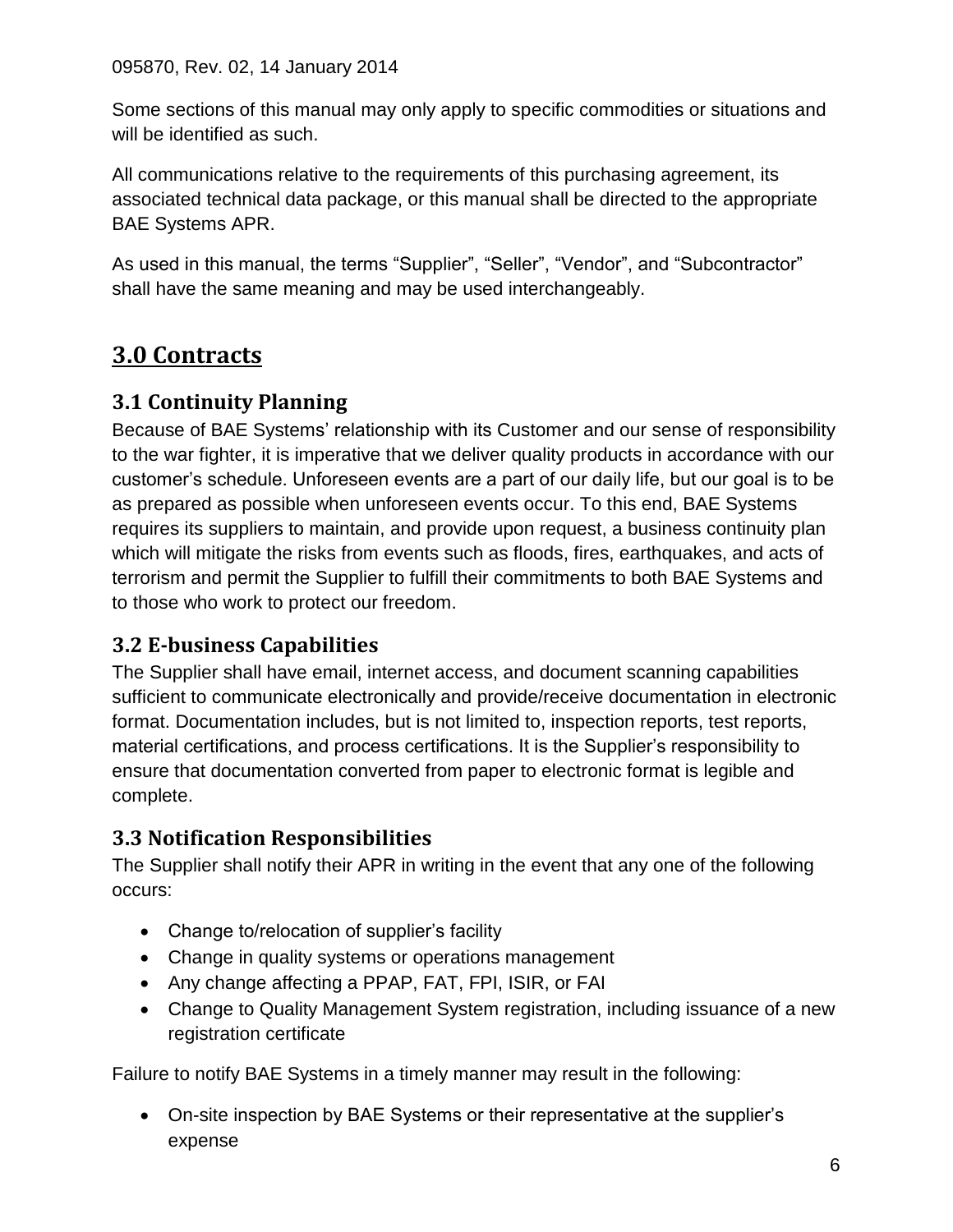Some sections of this manual may only apply to specific commodities or situations and will be identified as such.

All communications relative to the requirements of this purchasing agreement, its associated technical data package, or this manual shall be directed to the appropriate BAE Systems APR.

As used in this manual, the terms “Supplier”, “Seller”, “Vendor”, and “Subcontractor” shall have the same meaning and may be used interchangeably.

# 3.0 Contracts

## 3.1 Continuity Planning

Because of BAE Systems’ relationship with its Customer and our sense of responsibility to the war fighter, it is imperative that we deliver quality products in accordance with our customer’s schedule. Unforeseen events are a part of our daily life, but our goal is to be as prepared as possible when unforeseen events occur. To this end, BAE Systems requires its suppliers to maintain, and provide upon request, a business continuity plan which will mitigate the risks from events such as floods, fires, earthquakes, and acts of terrorism and permit the Supplier to fulfill their commitments to both BAE Systems and to those who work to protect our freedom.

## 3.2 E-business Capabilities

The Supplier shall have email, internet access, and document scanning capabilities sufficient to communicate electronically and provide/receive documentation in electronic format. Documentation includes, but is not limited to, inspection reports, test reports, material certifications, and process certifications. It is the Supplier’s responsibility to ensure that documentation converted from paper to electronic format is legible and complete.

## 3.3 Notification Responsibilities

The Supplier shall notify their APR in writing in the event that any one of the following occurs:

- Change to/relocation of supplier’s facility
- Change in quality systems or operations management
- Any change affecting a PPAP, FAT, FPI, ISIR, or FAI
- Change to Quality Management System registration, including issuance of a new registration certificate

Failure to notify BAE Systems in a timely manner may result in the following:

- On-site inspection by BAE Systems or their representative at the supplier’s expense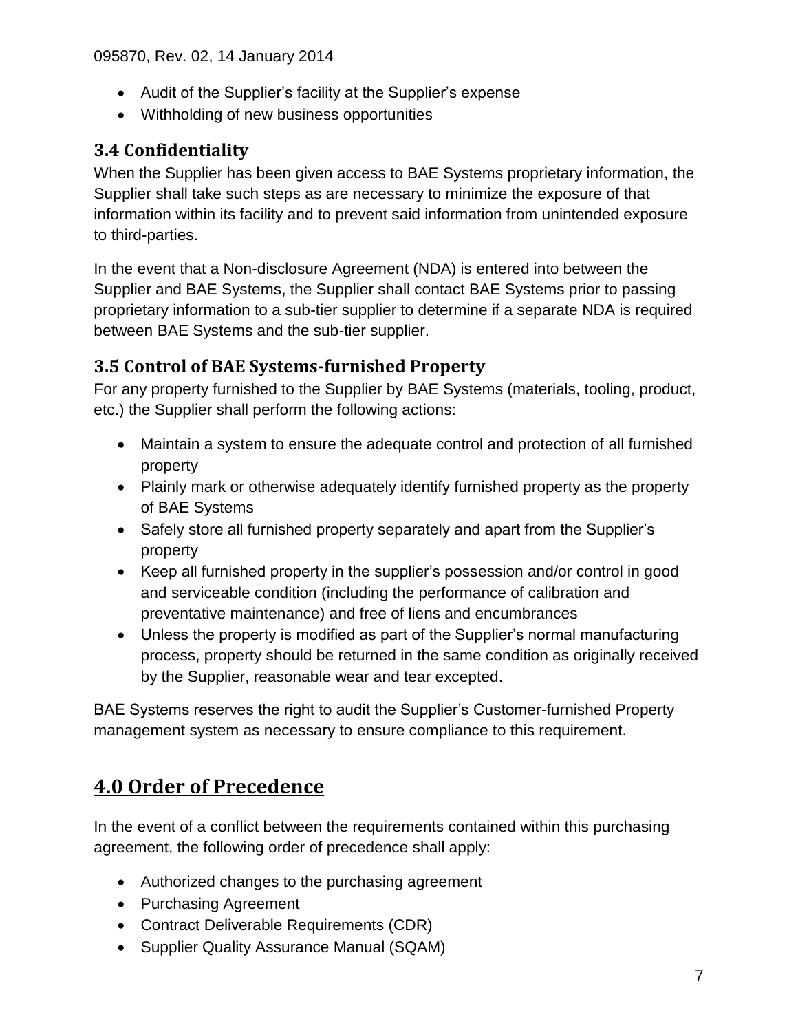- Audit of the Supplier's facility at the Supplier's expense
- Withholding of new business opportunities

### 3.4 Confidentiality

When the Supplier has been given access to BAE Systems proprietary information, the Supplier shall take such steps as are necessary to minimize the exposure of that information within its facility and to prevent said information from unintended exposure to third-parties.

In the event that a Non-disclosure Agreement (NDA) is entered into between the Supplier and BAE Systems, the Supplier shall contact BAE Systems prior to passing proprietary information to a sub-tier supplier to determine if a separate NDA is required between BAE Systems and the sub-tier supplier.

### 3.5 Control of BAE Systems-furnished Property

For any property furnished to the Supplier by BAE Systems (materials, tooling, product, etc.) the Supplier shall perform the following actions:

- Maintain a system to ensure the adequate control and protection of all furnished property
- Plainly mark or otherwise adequately identify furnished property as the property of BAE Systems
- Safely store all furnished property separately and apart from the Supplier's property
- Keep all furnished property in the supplier's possession and/or control in good and serviceable condition (including the performance of calibration and preventative maintenance) and free of liens and encumbrances
- Unless the property is modified as part of the Supplier's normal manufacturing process, property should be returned in the same condition as originally received by the Supplier, reasonable wear and tear excepted.

BAE Systems reserves the right to audit the Supplier's Customer-furnished Property management system as necessary to ensure compliance to this requirement.

## 4.0 Order of Precedence

In the event of a conflict between the requirements contained within this purchasing agreement, the following order of precedence shall apply:

- Authorized changes to the purchasing agreement
- Purchasing Agreement
- Contract Deliverable Requirements (CDR)
- Supplier Quality Assurance Manual (SQAM)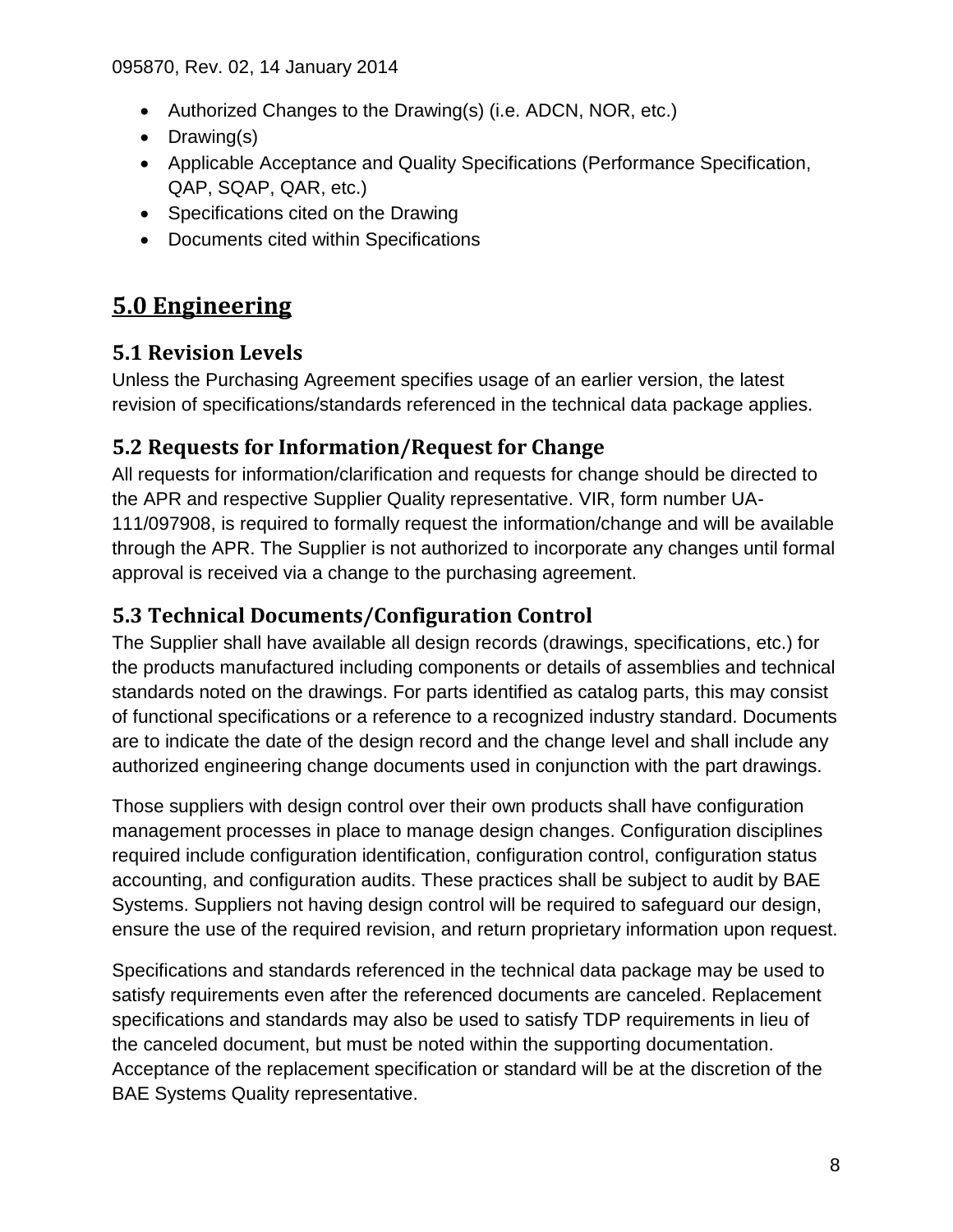- Authorized Changes to the Drawing(s) (i.e. ADCN, NOR, etc.)
- Drawing(s)
- Applicable Acceptance and Quality Specifications (Performance Specification, QAP, SQAP, QAR, etc.)
- Specifications cited on the Drawing
- Documents cited within Specifications

# 5.0 Engineering

## 5.1 Revision Levels

Unless the Purchasing Agreement specifies usage of an earlier version, the latest revision of specifications/standards referenced in the technical data package applies.

## 5.2 Requests for Information/Request for Change

All requests for information/clarification and requests for change should be directed to the APR and respective Supplier Quality representative. VIR, form number UA-111/097908, is required to formally request the information/change and will be available through the APR. The Supplier is not authorized to incorporate any changes until formal approval is received via a change to the purchasing agreement.

## 5.3 Technical Documents/Configuration Control

The Supplier shall have available all design records (drawings, specifications, etc.) for the products manufactured including components or details of assemblies and technical standards noted on the drawings. For parts identified as catalog parts, this may consist of functional specifications or a reference to a recognized industry standard. Documents are to indicate the date of the design record and the change level and shall include any authorized engineering change documents used in conjunction with the part drawings.

Those suppliers with design control over their own products shall have configuration management processes in place to manage design changes. Configuration disciplines required include configuration identification, configuration control, configuration status accounting, and configuration audits. These practices shall be subject to audit by BAE Systems. Suppliers not having design control will be required to safeguard our design, ensure the use of the required revision, and return proprietary information upon request.

Specifications and standards referenced in the technical data package may be used to satisfy requirements even after the referenced documents are canceled. Replacement specifications and standards may also be used to satisfy TDP requirements in lieu of the canceled document, but must be noted within the supporting documentation. Acceptance of the replacement specification or standard will be at the discretion of the BAE Systems Quality representative.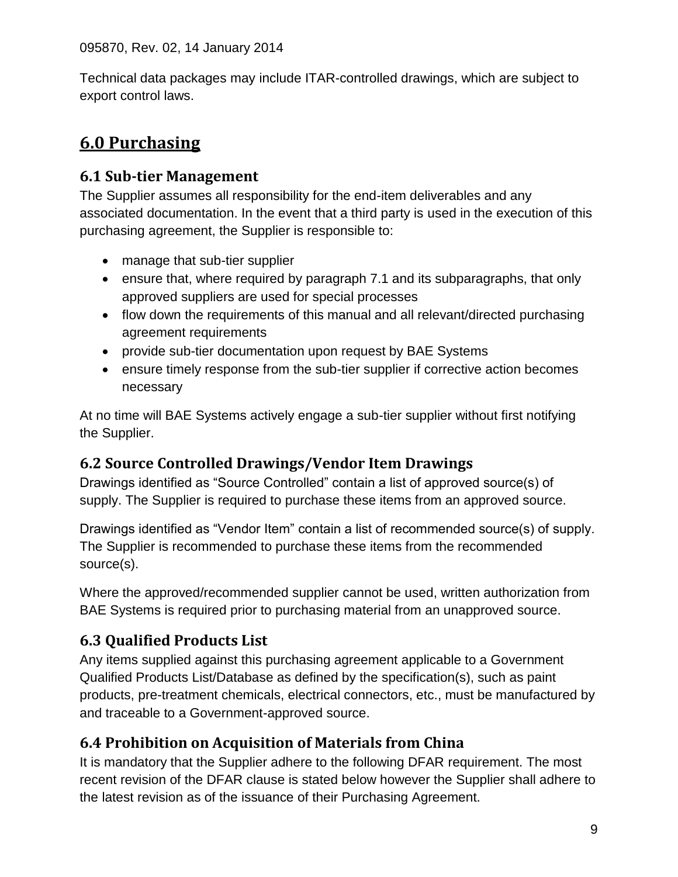Technical data packages may include ITAR-controlled drawings, which are subject to export control laws.

## 6.0 Purchasing

### 6.1 Sub-tier Management

The Supplier assumes all responsibility for the end-item deliverables and any associated documentation. In the event that a third party is used in the execution of this purchasing agreement, the Supplier is responsible to:

- manage that sub-tier supplier
- ensure that, where required by paragraph 7.1 and its subparagraphs, that only approved suppliers are used for special processes
- flow down the requirements of this manual and all relevant/directed purchasing agreement requirements
- provide sub-tier documentation upon request by BAE Systems
- ensure timely response from the sub-tier supplier if corrective action becomes necessary

At no time will BAE Systems actively engage a sub-tier supplier without first notifying the Supplier.

### 6.2 Source Controlled Drawings/Vendor Item Drawings

Drawings identified as “Source Controlled” contain a list of approved source(s) of supply. The Supplier is required to purchase these items from an approved source.

Drawings identified as “Vendor Item” contain a list of recommended source(s) of supply. The Supplier is recommended to purchase these items from the recommended source(s).

Where the approved/recommended supplier cannot be used, written authorization from BAE Systems is required prior to purchasing material from an unapproved source.

### 6.3 Qualified Products List

Any items supplied against this purchasing agreement applicable to a Government Qualified Products List/Database as defined by the specification(s), such as paint products, pre-treatment chemicals, electrical connectors, etc., must be manufactured by and traceable to a Government-approved source.

### 6.4 Prohibition on Acquisition of Materials from China

It is mandatory that the Supplier adhere to the following DFAR requirement. The most recent revision of the DFAR clause is stated below however the Supplier shall adhere to the latest revision as of the issuance of their Purchasing Agreement.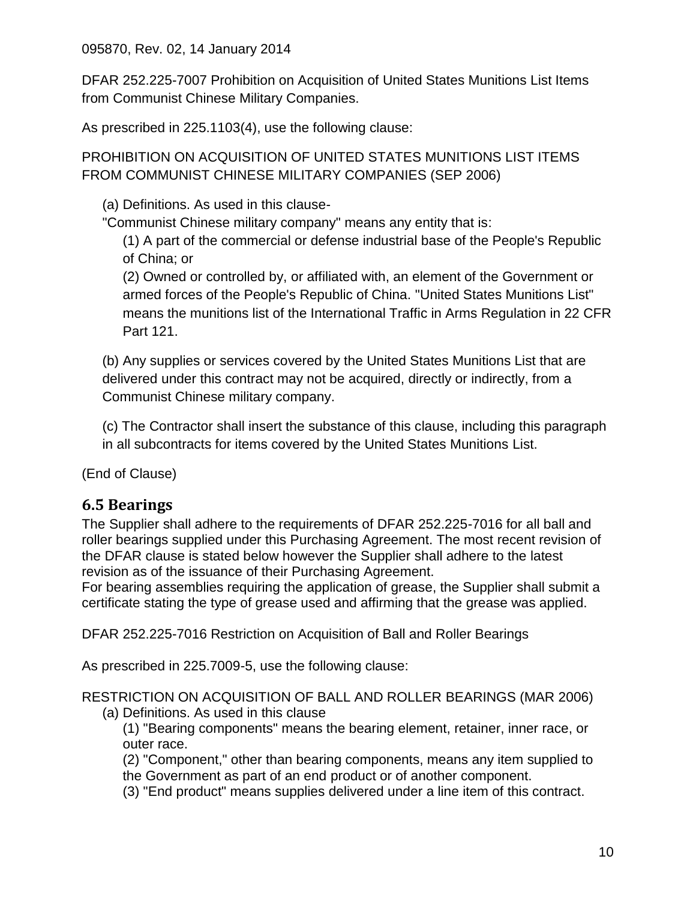DFAR 252.225-7007 Prohibition on Acquisition of United States Munitions List Items from Communist Chinese Military Companies.

As prescribed in 225.1103(4), use the following clause:

PROHIBITION ON ACQUISITION OF UNITED STATES MUNITIONS LIST ITEMS FROM COMMUNIST CHINESE MILITARY COMPANIES (SEP 2006)

(a) Definitions. As used in this clause-

"Communist Chinese military company" means any entity that is:

(1) A part of the commercial or defense industrial base of the People's Republic of China; or

(2) Owned or controlled by, or affiliated with, an element of the Government or armed forces of the People's Republic of China. "United States Munitions List" means the munitions list of the International Traffic in Arms Regulation in 22 CFR Part 121.

(b) Any supplies or services covered by the United States Munitions List that are delivered under this contract may not be acquired, directly or indirectly, from a Communist Chinese military company.

(c) The Contractor shall insert the substance of this clause, including this paragraph in all subcontracts for items covered by the United States Munitions List.

(End of Clause)

## 6.5 Bearings

The Supplier shall adhere to the requirements of DFAR 252.225-7016 for all ball and roller bearings supplied under this Purchasing Agreement. The most recent revision of the DFAR clause is stated below however the Supplier shall adhere to the latest revision as of the issuance of their Purchasing Agreement.
For bearing assemblies requiring the application of grease, the Supplier shall submit a certificate stating the type of grease used and affirming that the grease was applied.

DFAR 252.225-7016 Restriction on Acquisition of Ball and Roller Bearings

As prescribed in 225.7009-5, use the following clause:

RESTRICTION ON ACQUISITION OF BALL AND ROLLER BEARINGS (MAR 2006)

(a) Definitions. As used in this clause

(1) "Bearing components" means the bearing element, retainer, inner race, or outer race.

(2) "Component," other than bearing components, means any item supplied to the Government as part of an end product or of another component.

(3) "End product" means supplies delivered under a line item of this contract.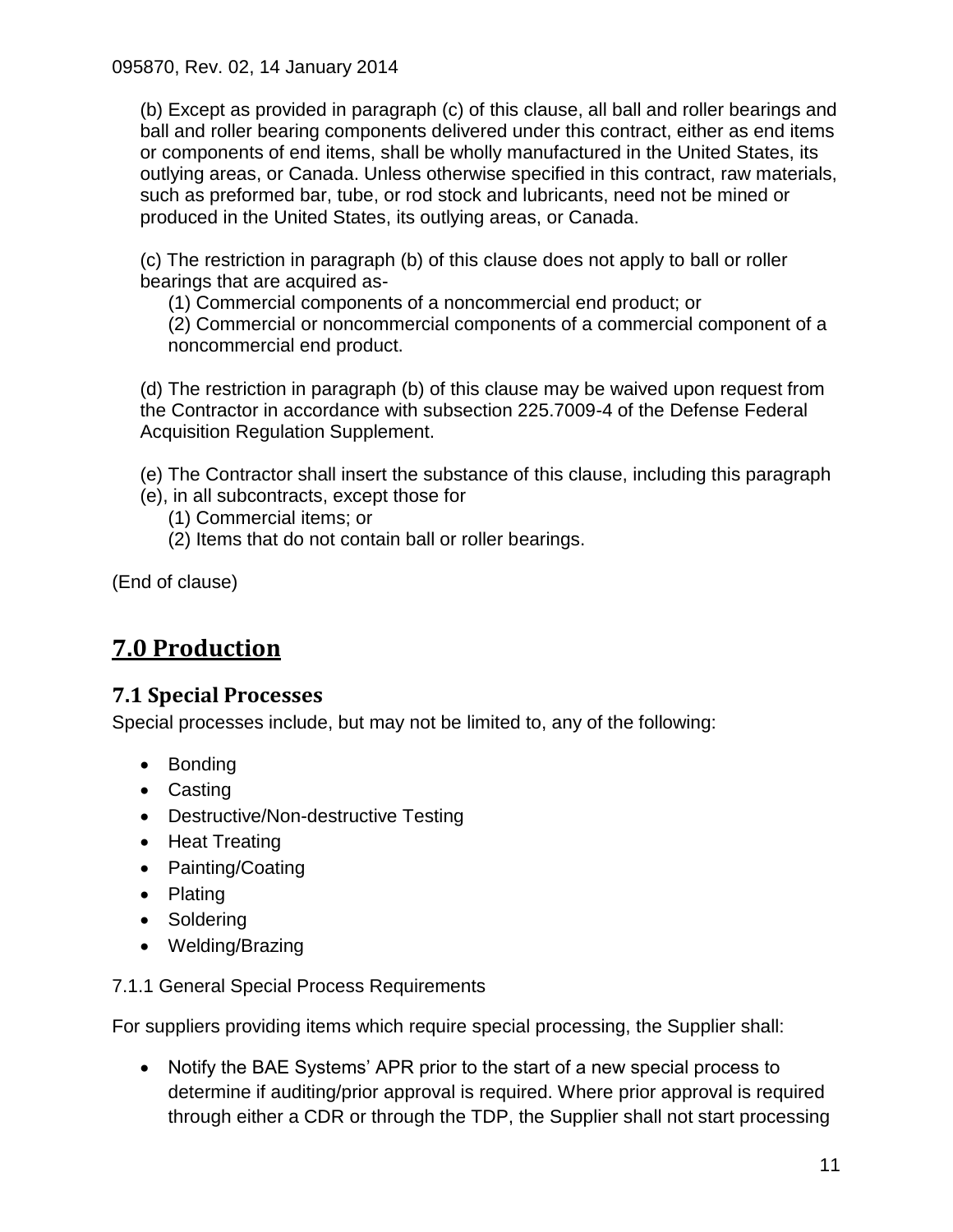(b) Except as provided in paragraph (c) of this clause, all ball and roller bearings and ball and roller bearing components delivered under this contract, either as end items or components of end items, shall be wholly manufactured in the United States, its outlying areas, or Canada. Unless otherwise specified in this contract, raw materials, such as preformed bar, tube, or rod stock and lubricants, need not be mined or produced in the United States, its outlying areas, or Canada.

(c) The restriction in paragraph (b) of this clause does not apply to ball or roller bearings that are acquired as-

(1) Commercial components of a noncommercial end product; or

(2) Commercial or noncommercial components of a commercial component of a noncommercial end product.

(d) The restriction in paragraph (b) of this clause may be waived upon request from the Contractor in accordance with subsection 225.7009-4 of the Defense Federal Acquisition Regulation Supplement.

(e) The Contractor shall insert the substance of this clause, including this paragraph (e), in all subcontracts, except those for

(1) Commercial items; or

(2) Items that do not contain ball or roller bearings.

(End of clause)

# 7.0 Production

## 7.1 Special Processes

Special processes include, but may not be limited to, any of the following:

- Bonding
- Casting
- Destructive/Non-destructive Testing
- Heat Treating
- Painting/Coating
- Plating
- Soldering
- Welding/Brazing

7.1.1 General Special Process Requirements

For suppliers providing items which require special processing, the Supplier shall:

- Notify the BAE Systems' APR prior to the start of a new special process to determine if auditing/prior approval is required. Where prior approval is required through either a CDR or through the TDP, the Supplier shall not start processing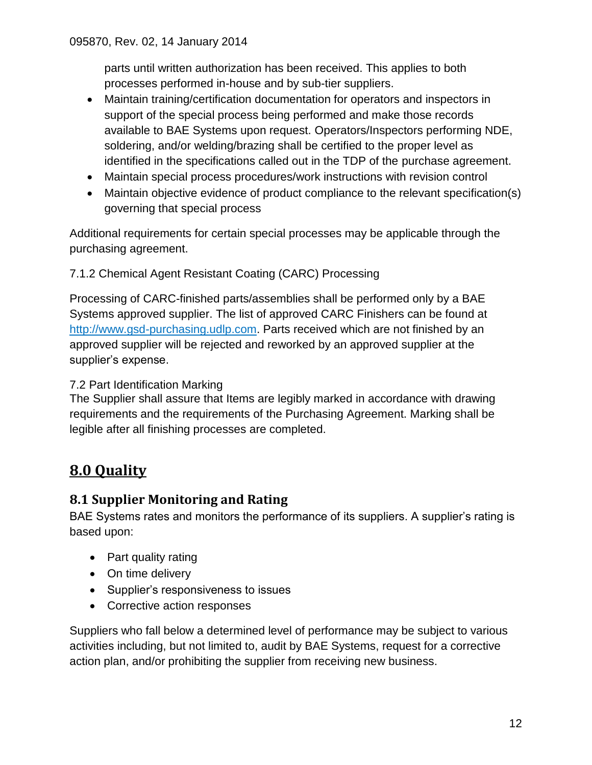parts until written authorization has been received. This applies to both processes performed in-house and by sub-tier suppliers.

- Maintain training/certification documentation for operators and inspectors in support of the special process being performed and make those records available to BAE Systems upon request. Operators/Inspectors performing NDE, soldering, and/or welding/brazing shall be certified to the proper level as identified in the specifications called out in the TDP of the purchase agreement.
- Maintain special process procedures/work instructions with revision control
- Maintain objective evidence of product compliance to the relevant specification(s) governing that special process

Additional requirements for certain special processes may be applicable through the purchasing agreement.

7.1.2 Chemical Agent Resistant Coating (CARC) Processing

Processing of CARC-finished parts/assemblies shall be performed only by a BAE Systems approved supplier. The list of approved CARC Finishers can be found at http://www.gsd-purchasing.udlp.com. Parts received which are not finished by an approved supplier will be rejected and reworked by an approved supplier at the supplier's expense.

7.2 Part Identification Marking

The Supplier shall assure that Items are legibly marked in accordance with drawing requirements and the requirements of the Purchasing Agreement. Marking shall be legible after all finishing processes are completed.

# 8.0 Quality

## 8.1 Supplier Monitoring and Rating

BAE Systems rates and monitors the performance of its suppliers. A supplier's rating is based upon:

- Part quality rating
- On time delivery
- Supplier's responsiveness to issues
- Corrective action responses

Suppliers who fall below a determined level of performance may be subject to various activities including, but not limited to, audit by BAE Systems, request for a corrective action plan, and/or prohibiting the supplier from receiving new business.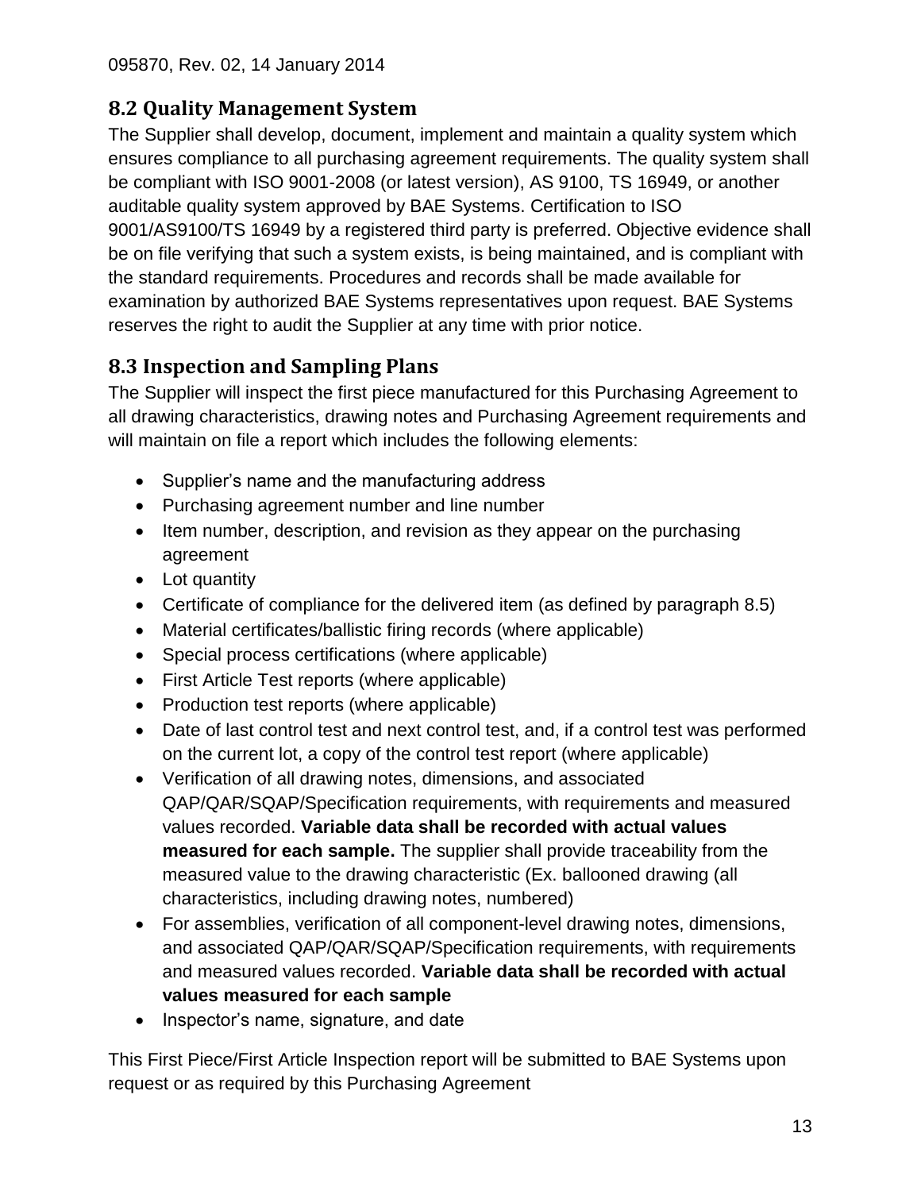## 8.2 Quality Management System

The Supplier shall develop, document, implement and maintain a quality system which ensures compliance to all purchasing agreement requirements. The quality system shall be compliant with ISO 9001-2008 (or latest version), AS 9100, TS 16949, or another auditable quality system approved by BAE Systems. Certification to ISO 9001/AS9100/TS 16949 by a registered third party is preferred. Objective evidence shall be on file verifying that such a system exists, is being maintained, and is compliant with the standard requirements. Procedures and records shall be made available for examination by authorized BAE Systems representatives upon request. BAE Systems reserves the right to audit the Supplier at any time with prior notice.

## 8.3 Inspection and Sampling Plans

The Supplier will inspect the first piece manufactured for this Purchasing Agreement to all drawing characteristics, drawing notes and Purchasing Agreement requirements and will maintain on file a report which includes the following elements:

- Supplier's name and the manufacturing address
- Purchasing agreement number and line number
- Item number, description, and revision as they appear on the purchasing agreement
- Lot quantity
- Certificate of compliance for the delivered item (as defined by paragraph 8.5)
- Material certificates/ballistic firing records (where applicable)
- Special process certifications (where applicable)
- First Article Test reports (where applicable)
- Production test reports (where applicable)
- Date of last control test and next control test, and, if a control test was performed on the current lot, a copy of the control test report (where applicable)
- Verification of all drawing notes, dimensions, and associated QAP/QAR/SQAP/Specification requirements, with requirements and measured values recorded. **Variable data shall be recorded with actual values measured for each sample.** The supplier shall provide traceability from the measured value to the drawing characteristic (Ex. ballooned drawing (all characteristics, including drawing notes, numbered)
- For assemblies, verification of all component-level drawing notes, dimensions, and associated QAP/QAR/SQAP/Specification requirements, with requirements and measured values recorded. **Variable data shall be recorded with actual values measured for each sample**
- Inspector's name, signature, and date

This First Piece/First Article Inspection report will be submitted to BAE Systems upon request or as required by this Purchasing Agreement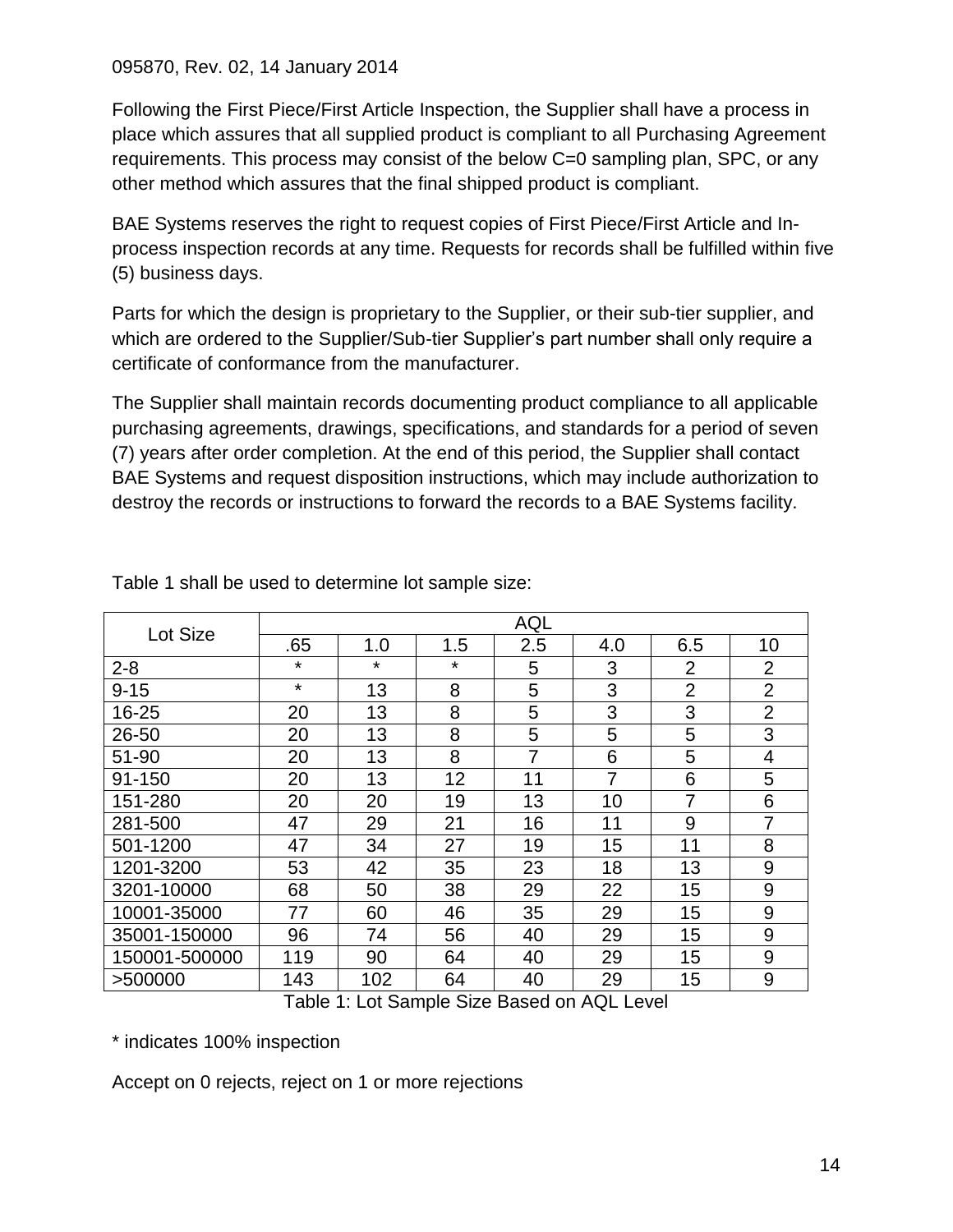095870, Rev. 02, 14 January 2014

Following the First Piece/First Article Inspection, the Supplier shall have a process in place which assures that all supplied product is compliant to all Purchasing Agreement requirements. This process may consist of the below C=0 sampling plan, SPC, or any other method which assures that the final shipped product is compliant.

BAE Systems reserves the right to request copies of First Piece/First Article and In-process inspection records at any time. Requests for records shall be fulfilled within five (5) business days.

Parts for which the design is proprietary to the Supplier, or their sub-tier supplier, and which are ordered to the Supplier/Sub-tier Supplier's part number shall only require a certificate of conformance from the manufacturer.

The Supplier shall maintain records documenting product compliance to all applicable purchasing agreements, drawings, specifications, and standards for a period of seven (7) years after order completion. At the end of this period, the Supplier shall contact BAE Systems and request disposition instructions, which may include authorization to destroy the records or instructions to forward the records to a BAE Systems facility.

Table 1 shall be used to determine lot sample size:

| Lot Size | AQL | | | | | | |
|---|---|---|---|---|---|---|---|
| | .65 | 1.0 | 1.5 | 2.5 | 4.0 | 6.5 | 10 |
| 2-8 | * | * | * | 5 | 3 | 2 | 2 |
| 9-15 | * | 13 | 8 | 5 | 3 | 2 | 2 |
| 16-25 | 20 | 13 | 8 | 5 | 3 | 3 | 2 |
| 26-50 | 20 | 13 | 8 | 5 | 5 | 5 | 3 |
| 51-90 | 20 | 13 | 8 | 7 | 6 | 5 | 4 |
| 91-150 | 20 | 13 | 12 | 11 | 7 | 6 | 5 |
| 151-280 | 20 | 20 | 19 | 13 | 10 | 7 | 6 |
| 281-500 | 47 | 29 | 21 | 16 | 11 | 9 | 7 |
| 501-1200 | 47 | 34 | 27 | 19 | 15 | 11 | 8 |
| 1201-3200 | 53 | 42 | 35 | 23 | 18 | 13 | 9 |
| 3201-10000 | 68 | 50 | 38 | 29 | 22 | 15 | 9 |
| 10001-35000 | 77 | 60 | 46 | 35 | 29 | 15 | 9 |
| 35001-150000 | 96 | 74 | 56 | 40 | 29 | 15 | 9 |
| 150001-500000 | 119 | 90 | 64 | 40 | 29 | 15 | 9 |
| >500000 | 143 | 102 | 64 | 40 | 29 | 15 | 9 |

Table 1: Lot Sample Size Based on AQL Level

* indicates 100% inspection

Accept on 0 rejects, reject on 1 or more rejections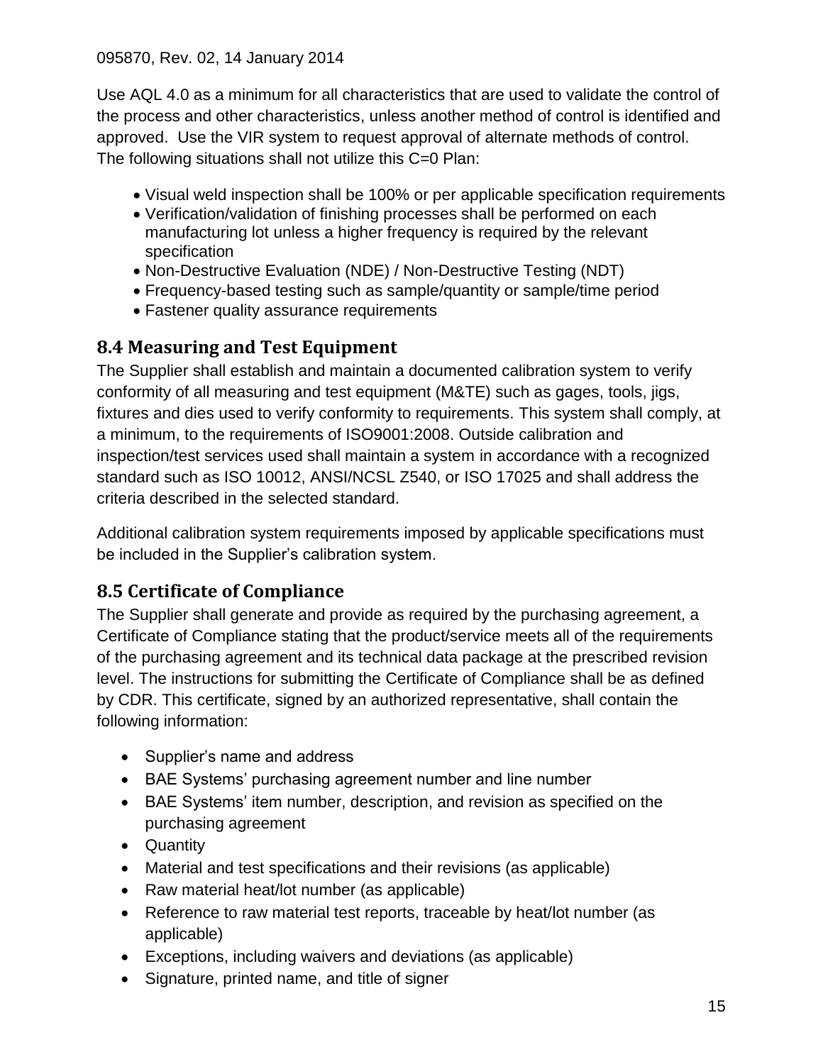Use AQL 4.0 as a minimum for all characteristics that are used to validate the control of the process and other characteristics, unless another method of control is identified and approved. Use the VIR system to request approval of alternate methods of control. The following situations shall not utilize this C=0 Plan:

- Visual weld inspection shall be 100% or per applicable specification requirements
- Verification/validation of finishing processes shall be performed on each manufacturing lot unless a higher frequency is required by the relevant specification
- Non-Destructive Evaluation (NDE) / Non-Destructive Testing (NDT)
- Frequency-based testing such as sample/quantity or sample/time period
- Fastener quality assurance requirements

## 8.4 Measuring and Test Equipment

The Supplier shall establish and maintain a documented calibration system to verify conformity of all measuring and test equipment (M&TE) such as gages, tools, jigs, fixtures and dies used to verify conformity to requirements. This system shall comply, at a minimum, to the requirements of ISO9001:2008. Outside calibration and inspection/test services used shall maintain a system in accordance with a recognized standard such as ISO 10012, ANSI/NCSL Z540, or ISO 17025 and shall address the criteria described in the selected standard.

Additional calibration system requirements imposed by applicable specifications must be included in the Supplier's calibration system.

## 8.5 Certificate of Compliance

The Supplier shall generate and provide as required by the purchasing agreement, a Certificate of Compliance stating that the product/service meets all of the requirements of the purchasing agreement and its technical data package at the prescribed revision level. The instructions for submitting the Certificate of Compliance shall be as defined by CDR. This certificate, signed by an authorized representative, shall contain the following information:

- Supplier's name and address
- BAE Systems' purchasing agreement number and line number
- BAE Systems' item number, description, and revision as specified on the purchasing agreement
- Quantity
- Material and test specifications and their revisions (as applicable)
- Raw material heat/lot number (as applicable)
- Reference to raw material test reports, traceable by heat/lot number (as applicable)
- Exceptions, including waivers and deviations (as applicable)
- Signature, printed name, and title of signer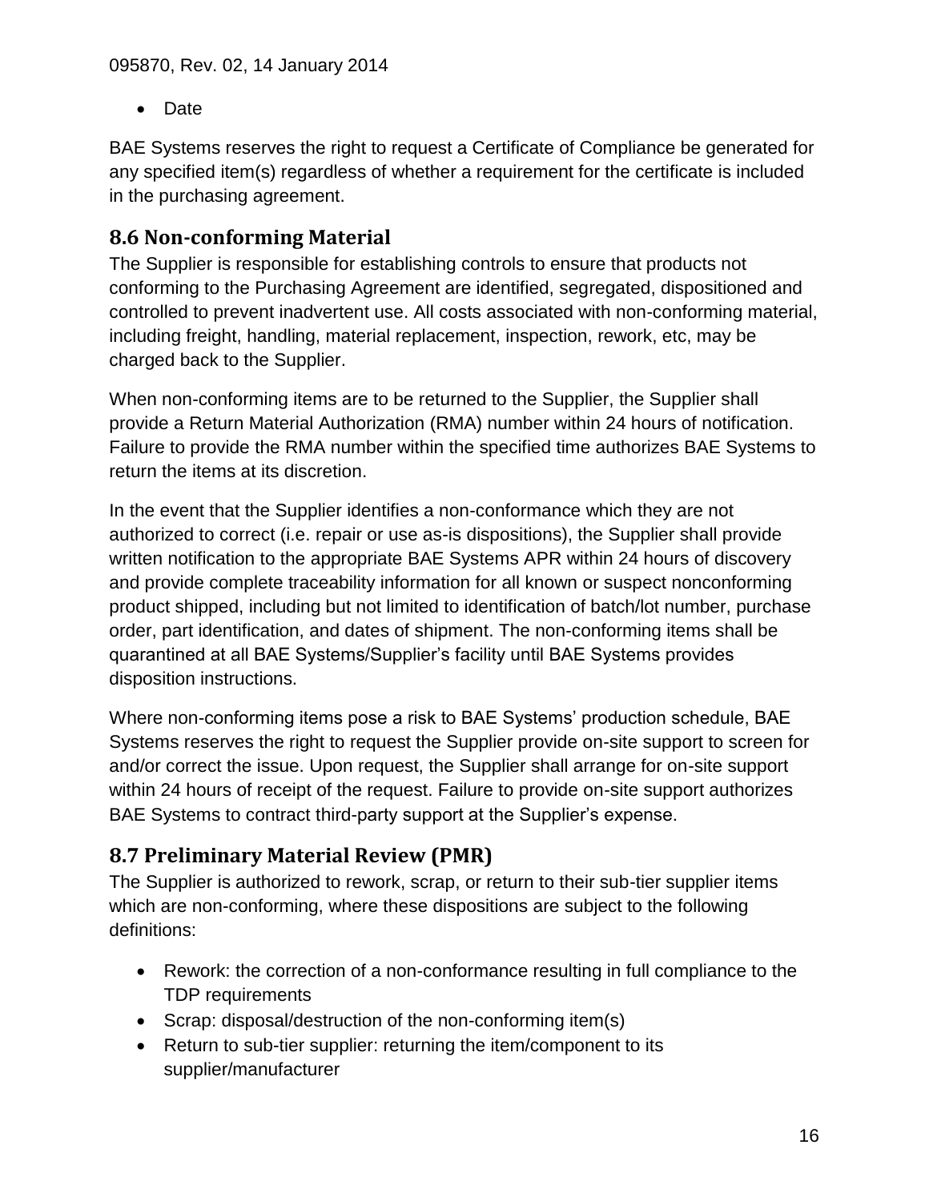- Date

BAE Systems reserves the right to request a Certificate of Compliance be generated for any specified item(s) regardless of whether a requirement for the certificate is included in the purchasing agreement.

## 8.6 Non-conforming Material

The Supplier is responsible for establishing controls to ensure that products not conforming to the Purchasing Agreement are identified, segregated, dispositioned and controlled to prevent inadvertent use. All costs associated with non-conforming material, including freight, handling, material replacement, inspection, rework, etc, may be charged back to the Supplier.

When non-conforming items are to be returned to the Supplier, the Supplier shall provide a Return Material Authorization (RMA) number within 24 hours of notification. Failure to provide the RMA number within the specified time authorizes BAE Systems to return the items at its discretion.

In the event that the Supplier identifies a non-conformance which they are not authorized to correct (i.e. repair or use as-is dispositions), the Supplier shall provide written notification to the appropriate BAE Systems APR within 24 hours of discovery and provide complete traceability information for all known or suspect nonconforming product shipped, including but not limited to identification of batch/lot number, purchase order, part identification, and dates of shipment. The non-conforming items shall be quarantined at all BAE Systems/Supplier's facility until BAE Systems provides disposition instructions.

Where non-conforming items pose a risk to BAE Systems' production schedule, BAE Systems reserves the right to request the Supplier provide on-site support to screen for and/or correct the issue. Upon request, the Supplier shall arrange for on-site support within 24 hours of receipt of the request. Failure to provide on-site support authorizes BAE Systems to contract third-party support at the Supplier's expense.

## 8.7 Preliminary Material Review (PMR)

The Supplier is authorized to rework, scrap, or return to their sub-tier supplier items which are non-conforming, where these dispositions are subject to the following definitions:

- Rework: the correction of a non-conformance resulting in full compliance to the TDP requirements
- Scrap: disposal/destruction of the non-conforming item(s)
- Return to sub-tier supplier: returning the item/component to its supplier/manufacturer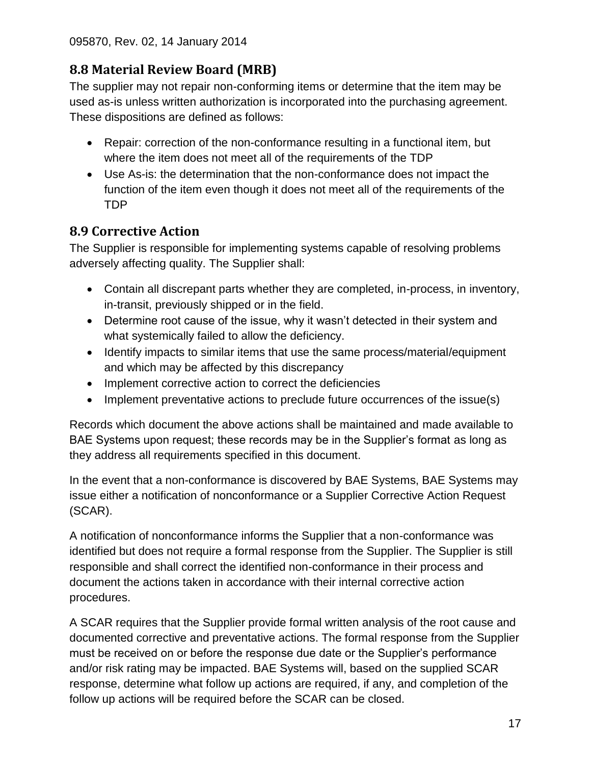## 8.8 Material Review Board (MRB)

The supplier may not repair non-conforming items or determine that the item may be used as-is unless written authorization is incorporated into the purchasing agreement. These dispositions are defined as follows:

- Repair: correction of the non-conformance resulting in a functional item, but where the item does not meet all of the requirements of the TDP
- Use As-is: the determination that the non-conformance does not impact the function of the item even though it does not meet all of the requirements of the TDP

## 8.9 Corrective Action

The Supplier is responsible for implementing systems capable of resolving problems adversely affecting quality. The Supplier shall:

- Contain all discrepant parts whether they are completed, in-process, in inventory, in-transit, previously shipped or in the field.
- Determine root cause of the issue, why it wasn't detected in their system and what systemically failed to allow the deficiency.
- Identify impacts to similar items that use the same process/material/equipment and which may be affected by this discrepancy
- Implement corrective action to correct the deficiencies
- Implement preventative actions to preclude future occurrences of the issue(s)

Records which document the above actions shall be maintained and made available to BAE Systems upon request; these records may be in the Supplier's format as long as they address all requirements specified in this document.

In the event that a non-conformance is discovered by BAE Systems, BAE Systems may issue either a notification of nonconformance or a Supplier Corrective Action Request (SCAR).

A notification of nonconformance informs the Supplier that a non-conformance was identified but does not require a formal response from the Supplier. The Supplier is still responsible and shall correct the identified non-conformance in their process and document the actions taken in accordance with their internal corrective action procedures.

A SCAR requires that the Supplier provide formal written analysis of the root cause and documented corrective and preventative actions. The formal response from the Supplier must be received on or before the response due date or the Supplier's performance and/or risk rating may be impacted. BAE Systems will, based on the supplied SCAR response, determine what follow up actions are required, if any, and completion of the follow up actions will be required before the SCAR can be closed.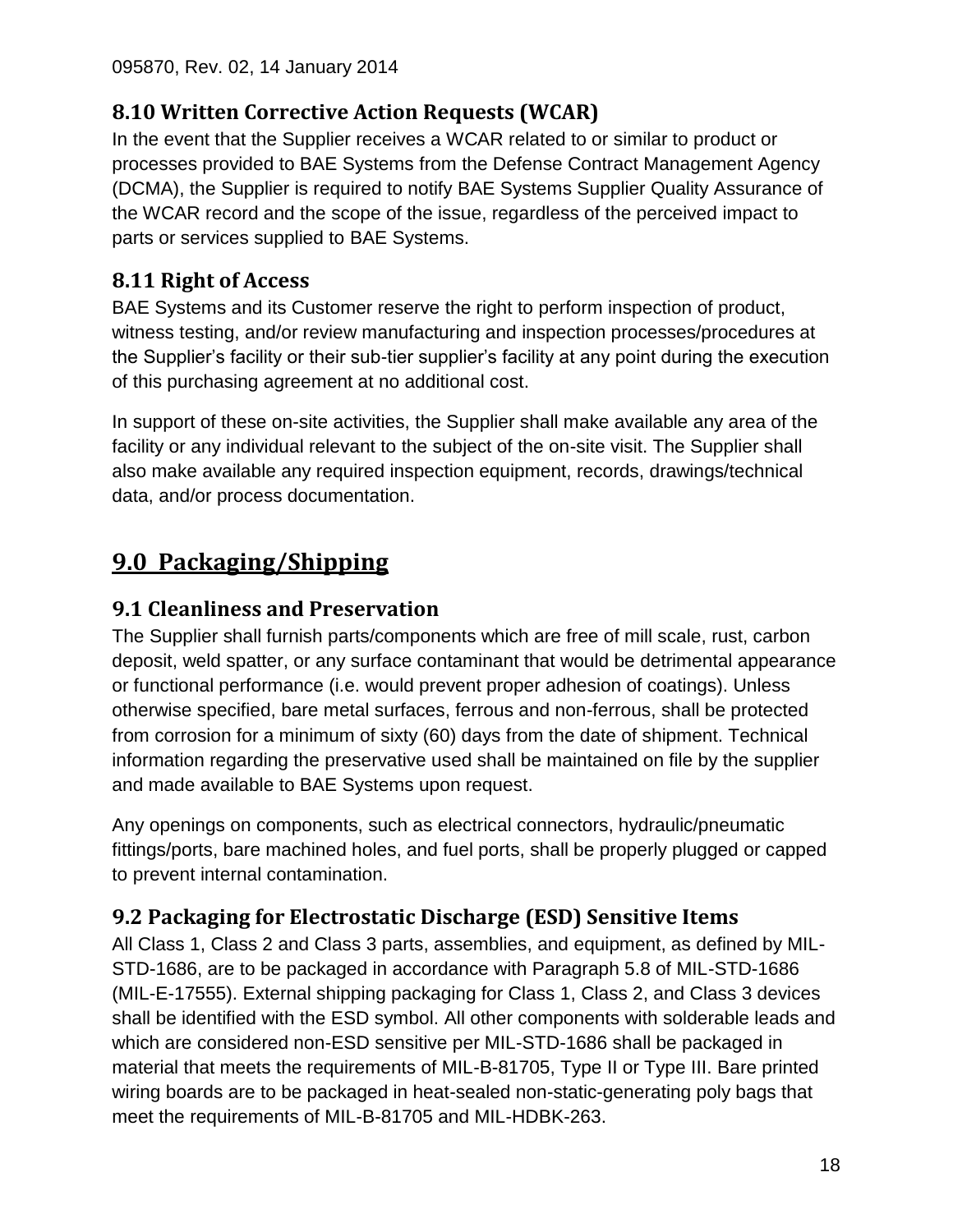### 8.10 Written Corrective Action Requests (WCAR)

In the event that the Supplier receives a WCAR related to or similar to product or processes provided to BAE Systems from the Defense Contract Management Agency (DCMA), the Supplier is required to notify BAE Systems Supplier Quality Assurance of the WCAR record and the scope of the issue, regardless of the perceived impact to parts or services supplied to BAE Systems.

### 8.11 Right of Access

BAE Systems and its Customer reserve the right to perform inspection of product, witness testing, and/or review manufacturing and inspection processes/procedures at the Supplier's facility or their sub-tier supplier's facility at any point during the execution of this purchasing agreement at no additional cost.

In support of these on-site activities, the Supplier shall make available any area of the facility or any individual relevant to the subject of the on-site visit. The Supplier shall also make available any required inspection equipment, records, drawings/technical data, and/or process documentation.

## 9.0 Packaging/Shipping

### 9.1 Cleanliness and Preservation

The Supplier shall furnish parts/components which are free of mill scale, rust, carbon deposit, weld spatter, or any surface contaminant that would be detrimental appearance or functional performance (i.e. would prevent proper adhesion of coatings). Unless otherwise specified, bare metal surfaces, ferrous and non-ferrous, shall be protected from corrosion for a minimum of sixty (60) days from the date of shipment. Technical information regarding the preservative used shall be maintained on file by the supplier and made available to BAE Systems upon request.

Any openings on components, such as electrical connectors, hydraulic/pneumatic fittings/ports, bare machined holes, and fuel ports, shall be properly plugged or capped to prevent internal contamination.

### 9.2 Packaging for Electrostatic Discharge (ESD) Sensitive Items

All Class 1, Class 2 and Class 3 parts, assemblies, and equipment, as defined by MIL-STD-1686, are to be packaged in accordance with Paragraph 5.8 of MIL-STD-1686 (MIL-E-17555). External shipping packaging for Class 1, Class 2, and Class 3 devices shall be identified with the ESD symbol. All other components with solderable leads and which are considered non-ESD sensitive per MIL-STD-1686 shall be packaged in material that meets the requirements of MIL-B-81705, Type II or Type III. Bare printed wiring boards are to be packaged in heat-sealed non-static-generating poly bags that meet the requirements of MIL-B-81705 and MIL-HDBK-263.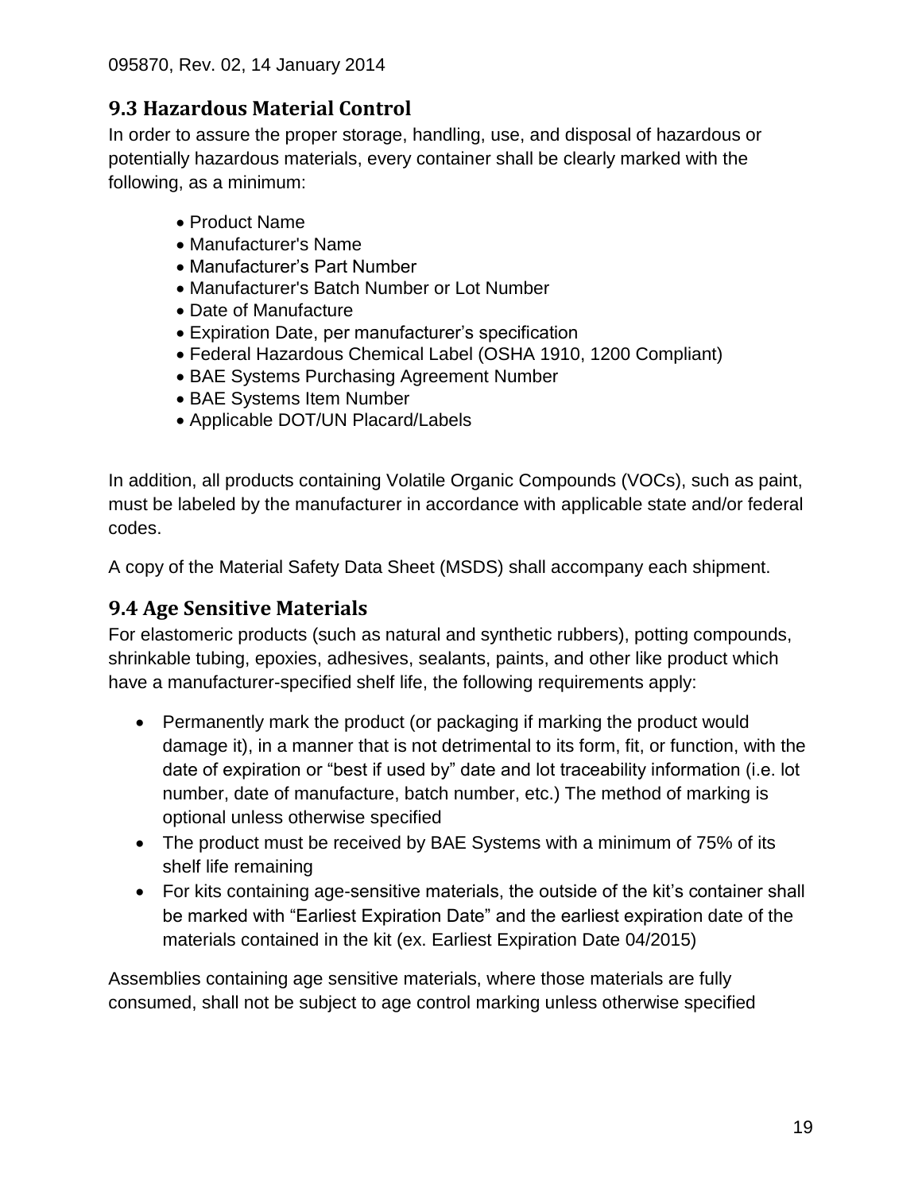## 9.3 Hazardous Material Control

In order to assure the proper storage, handling, use, and disposal of hazardous or potentially hazardous materials, every container shall be clearly marked with the following, as a minimum:

- Product Name
- Manufacturer's Name
- Manufacturer's Part Number
- Manufacturer's Batch Number or Lot Number
- Date of Manufacture
- Expiration Date, per manufacturer's specification
- Federal Hazardous Chemical Label (OSHA 1910, 1200 Compliant)
- BAE Systems Purchasing Agreement Number
- BAE Systems Item Number
- Applicable DOT/UN Placard/Labels

In addition, all products containing Volatile Organic Compounds (VOCs), such as paint, must be labeled by the manufacturer in accordance with applicable state and/or federal codes.

A copy of the Material Safety Data Sheet (MSDS) shall accompany each shipment.

## 9.4 Age Sensitive Materials

For elastomeric products (such as natural and synthetic rubbers), potting compounds, shrinkable tubing, epoxies, adhesives, sealants, paints, and other like product which have a manufacturer-specified shelf life, the following requirements apply:

- Permanently mark the product (or packaging if marking the product would damage it), in a manner that is not detrimental to its form, fit, or function, with the date of expiration or "best if used by" date and lot traceability information (i.e. lot number, date of manufacture, batch number, etc.) The method of marking is optional unless otherwise specified
- The product must be received by BAE Systems with a minimum of 75% of its shelf life remaining
- For kits containing age-sensitive materials, the outside of the kit's container shall be marked with "Earliest Expiration Date" and the earliest expiration date of the materials contained in the kit (ex. Earliest Expiration Date 04/2015)

Assemblies containing age sensitive materials, where those materials are fully consumed, shall not be subject to age control marking unless otherwise specified